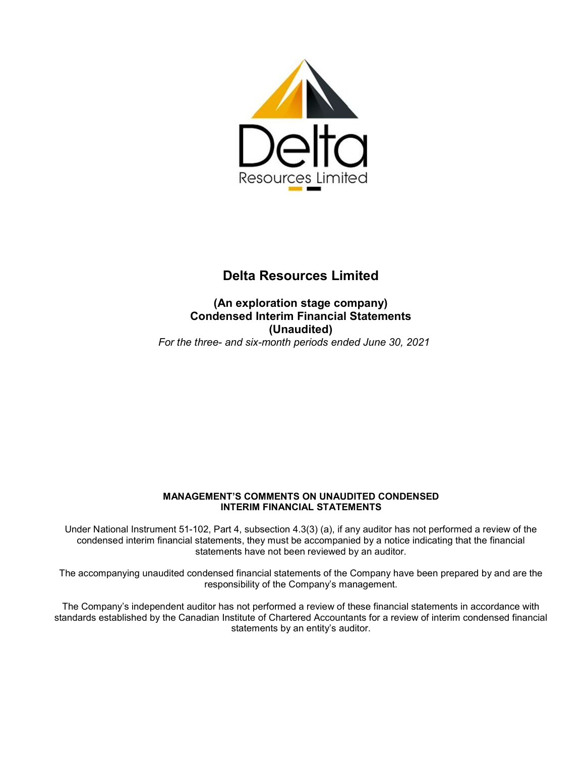# Delta Resources Limited

**(An exploration stage company)**
**Condensed Interim Financial Statements**
**(Unaudited)**

*For the three- and six-month periods ended June 30, 2021*

**MANAGEMENT'S COMMENTS ON UNAUDITED CONDENSED INTERIM FINANCIAL STATEMENTS**

Under National Instrument 51-102, Part 4, subsection 4.3(3) (a), if any auditor has not performed a review of the condensed interim financial statements, they must be accompanied by a notice indicating that the financial statements have not been reviewed by an auditor.

The accompanying unaudited condensed financial statements of the Company have been prepared by and are the responsibility of the Company's management.

The Company's independent auditor has not performed a review of these financial statements in accordance with standards established by the Canadian Institute of Chartered Accountants for a review of interim condensed financial statements by an entity's auditor.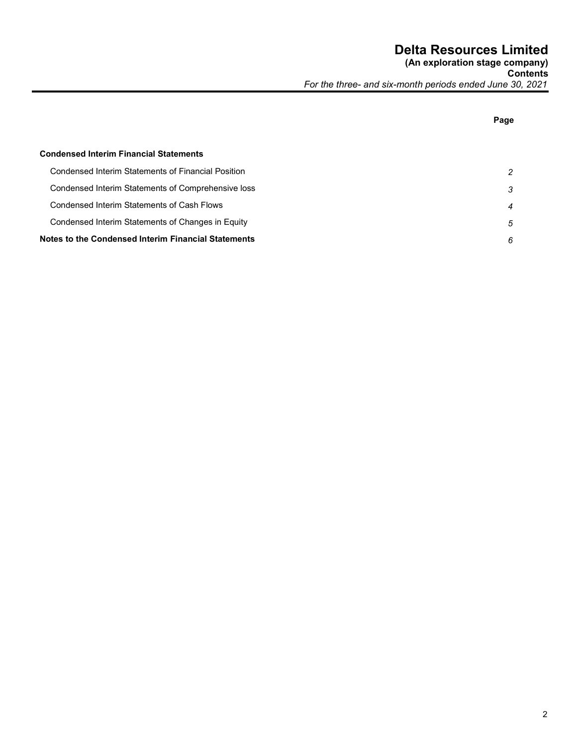# Delta Resources Limited

**(An exploration stage company)**
**Contents**
*For the three- and six-month periods ended June 30, 2021*

| | Page |
|---|---|
| **Condensed Interim Financial Statements** | |
| Condensed Interim Statements of Financial Position | *2* |
| Condensed Interim Statements of Comprehensive loss | *3* |
| Condensed Interim Statements of Cash Flows | *4* |
| Condensed Interim Statements of Changes in Equity | *5* |
| **Notes to the Condensed Interim Financial Statements** | *6* |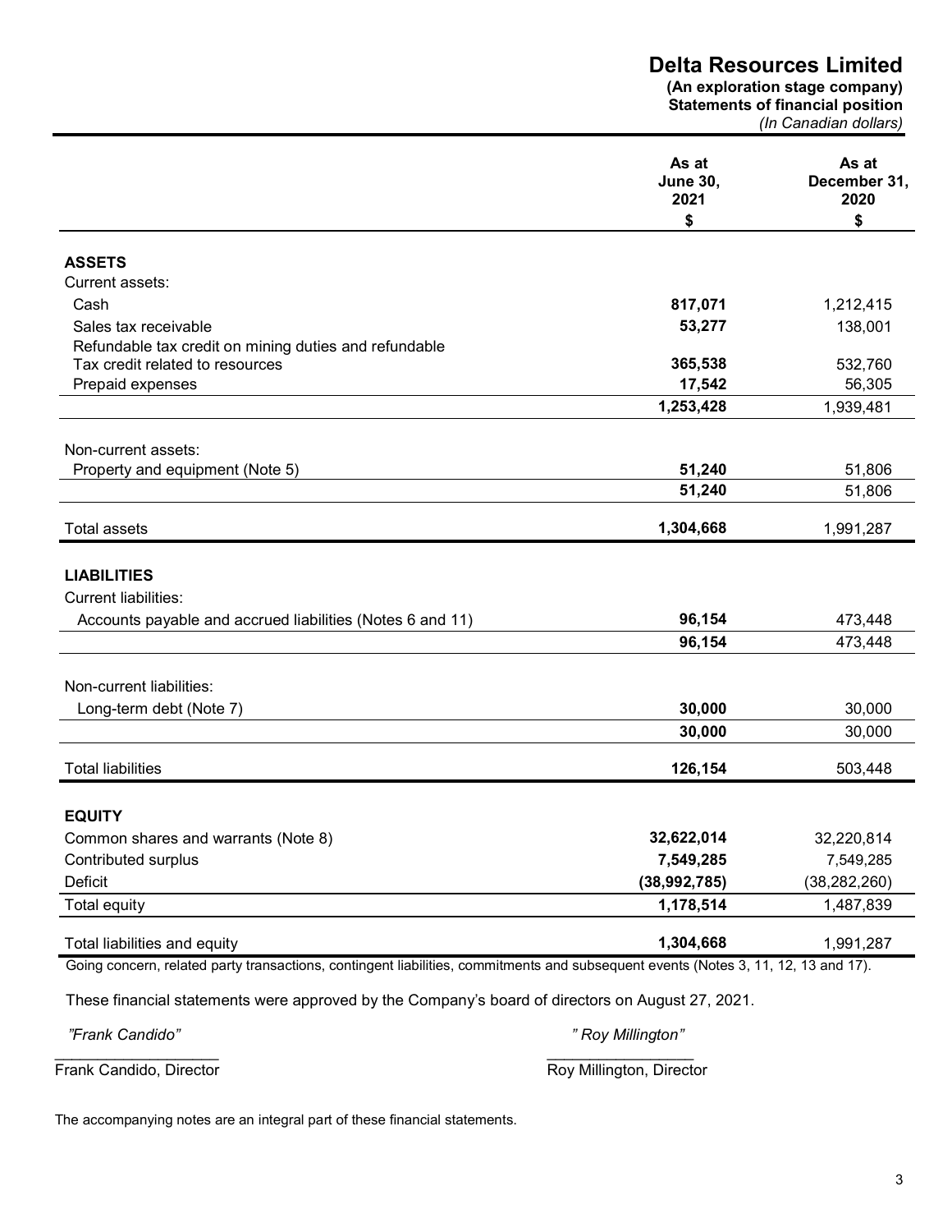# Delta Resources Limited

**(An exploration stage company)**
**Statements of financial position**
*(In Canadian dollars)*

| | As at June 30, 2021 | As at December 31, 2020 |
|---|---|---|
| | $ | $ |
| **ASSETS** | | |
| Current assets: | | |
| Cash | **817,071** | 1,212,415 |
| Sales tax receivable | **53,277** | 138,001 |
| Refundable tax credit on mining duties and refundable Tax credit related to resources | **365,538** | 532,760 |
| Prepaid expenses | **17,542** | 56,305 |
| | **1,253,428** | 1,939,481 |
| Non-current assets: | | |
| Property and equipment (Note 5) | **51,240** | 51,806 |
| | **51,240** | 51,806 |
| Total assets | **1,304,668** | 1,991,287 |
| **LIABILITIES** | | |
| Current liabilities: | | |
| Accounts payable and accrued liabilities (Notes 6 and 11) | **96,154** | 473,448 |
| | **96,154** | 473,448 |
| Non-current liabilities: | | |
| Long-term debt (Note 7) | **30,000** | 30,000 |
| | **30,000** | 30,000 |
| Total liabilities | **126,154** | 503,448 |
| **EQUITY** | | |
| Common shares and warrants (Note 8) | **32,622,014** | 32,220,814 |
| Contributed surplus | **7,549,285** | 7,549,285 |
| Deficit | **(38,992,785)** | (38,282,260) |
| Total equity | **1,178,514** | 1,487,839 |
| Total liabilities and equity | **1,304,668** | 1,991,287 |

Going concern, related party transactions, contingent liabilities, commitments and subsequent events (Notes 3, 11, 12, 13 and 17).

These financial statements were approved by the Company's board of directors on August 27, 2021.

*"Frank Candido"* — Frank Candido, Director

*" Roy Millington"* — Roy Millington, Director

The accompanying notes are an integral part of these financial statements.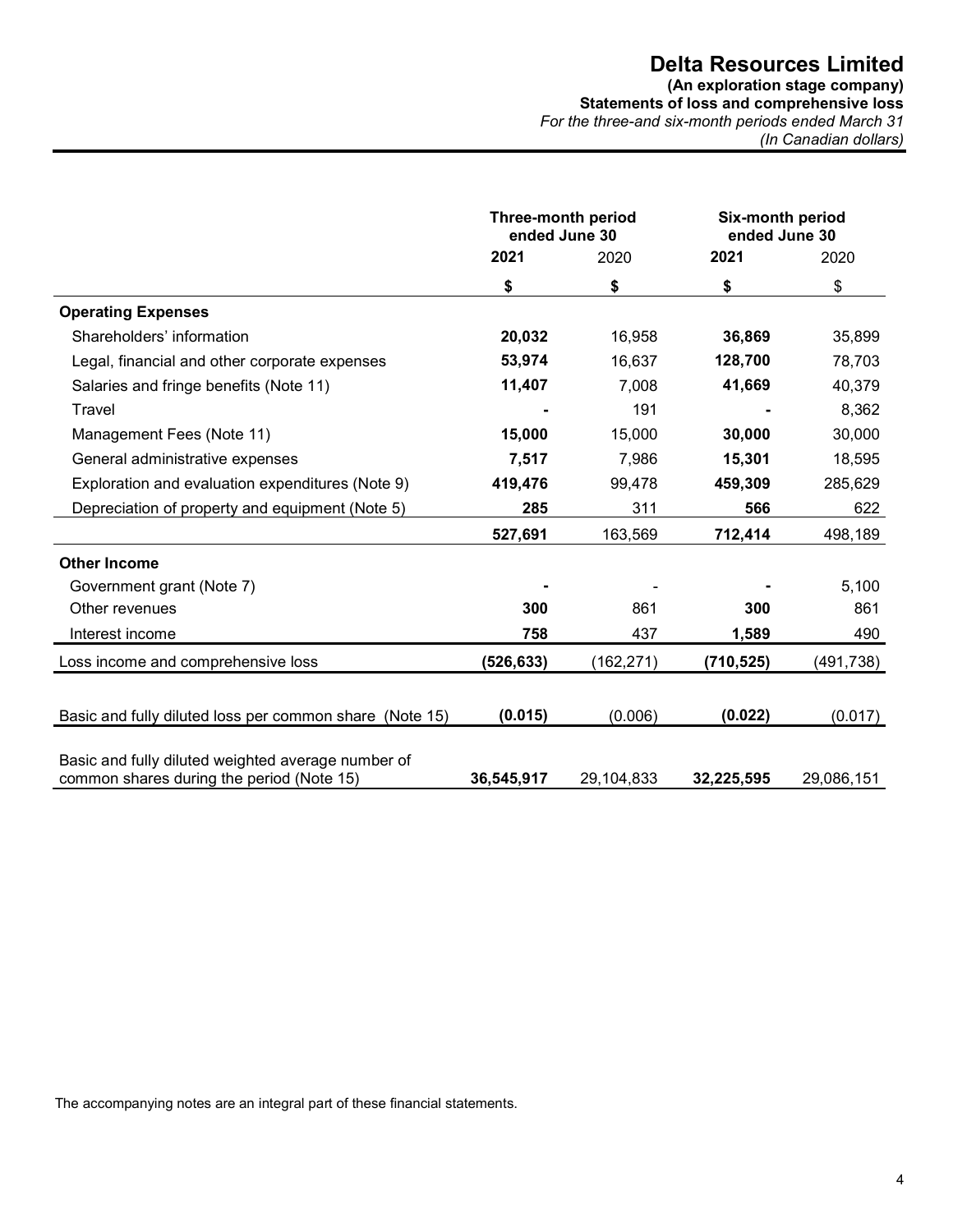# Delta Resources Limited

**(An exploration stage company)**
**Statements of loss and comprehensive loss**
*For the three-and six-month periods ended March 31*
*(In Canadian dollars)*

| | Three-month period ended June 30 | | Six-month period ended June 30 | |
|---|---|---|---|---|
| | **2021** | 2020 | **2021** | 2020 |
| | **$** | **$** | **$** | $ |
| **Operating Expenses** | | | | |
| Shareholders' information | **20,032** | 16,958 | **36,869** | 35,899 |
| Legal, financial and other corporate expenses | **53,974** | 16,637 | **128,700** | 78,703 |
| Salaries and fringe benefits (Note 11) | **11,407** | 7,008 | **41,669** | 40,379 |
| Travel | **-** | 191 | **-** | 8,362 |
| Management Fees (Note 11) | **15,000** | 15,000 | **30,000** | 30,000 |
| General administrative expenses | **7,517** | 7,986 | **15,301** | 18,595 |
| Exploration and evaluation expenditures (Note 9) | **419,476** | 99,478 | **459,309** | 285,629 |
| Depreciation of property and equipment (Note 5) | **285** | 311 | **566** | 622 |
| | **527,691** | 163,569 | **712,414** | 498,189 |
| **Other Income** | | | | |
| Government grant (Note 7) | **-** | - | **-** | 5,100 |
| Other revenues | **300** | 861 | **300** | 861 |
| Interest income | **758** | 437 | **1,589** | 490 |
| Loss income and comprehensive loss | **(526,633)** | (162,271) | **(710,525)** | (491,738) |
| Basic and fully diluted loss per common share (Note 15) | **(0.015)** | (0.006) | **(0.022)** | (0.017) |
| Basic and fully diluted weighted average number of common shares during the period (Note 15) | **36,545,917** | 29,104,833 | **32,225,595** | 29,086,151 |

The accompanying notes are an integral part of these financial statements.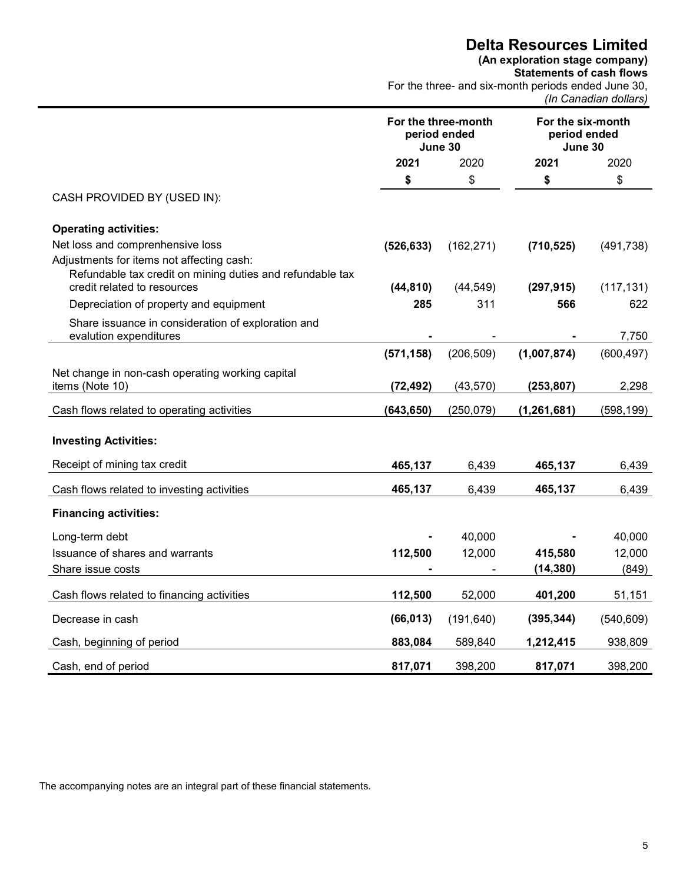# Delta Resources Limited

**(An exploration stage company)**
**Statements of cash flows**
For the three- and six-month periods ended June 30,
*(In Canadian dollars)*

| | For the three-month period ended June 30 | | For the six-month period ended June 30 | |
|---|---|---|---|---|
| | **2021** | 2020 | **2021** | 2020 |
| | **$** | $ | **$** | $ |
| CASH PROVIDED BY (USED IN): | | | | |
| **Operating activities:** | | | | |
| Net loss and comprenhensive loss | **(526,633)** | (162,271) | **(710,525)** | (491,738) |
| Adjustments for items not affecting cash: | | | | |
| Refundable tax credit on mining duties and refundable tax credit related to resources | **(44,810)** | (44,549) | **(297,915)** | (117,131) |
| Depreciation of property and equipment | **285** | 311 | **566** | 622 |
| Share issuance in consideration of exploration and evalution expenditures | **-** | - | **-** | 7,750 |
| | **(571,158)** | (206,509) | **(1,007,874)** | (600,497) |
| Net change in non-cash operating working capital items (Note 10) | **(72,492)** | (43,570) | **(253,807)** | 2,298 |
| Cash flows related to operating activities | **(643,650)** | (250,079) | **(1,261,681)** | (598,199) |
| **Investing Activities:** | | | | |
| Receipt of mining tax credit | **465,137** | 6,439 | **465,137** | 6,439 |
| Cash flows related to investing activities | **465,137** | 6,439 | **465,137** | 6,439 |
| **Financing activities:** | | | | |
| Long-term debt | **-** | 40,000 | **-** | 40,000 |
| Issuance of shares and warrants | **112,500** | 12,000 | **415,580** | 12,000 |
| Share issue costs | **-** | - | **(14,380)** | (849) |
| Cash flows related to financing activities | **112,500** | 52,000 | **401,200** | 51,151 |
| Decrease in cash | **(66,013)** | (191,640) | **(395,344)** | (540,609) |
| Cash, beginning of period | **883,084** | 589,840 | **1,212,415** | 938,809 |
| Cash, end of period | **817,071** | 398,200 | **817,071** | 398,200 |

The accompanying notes are an integral part of these financial statements.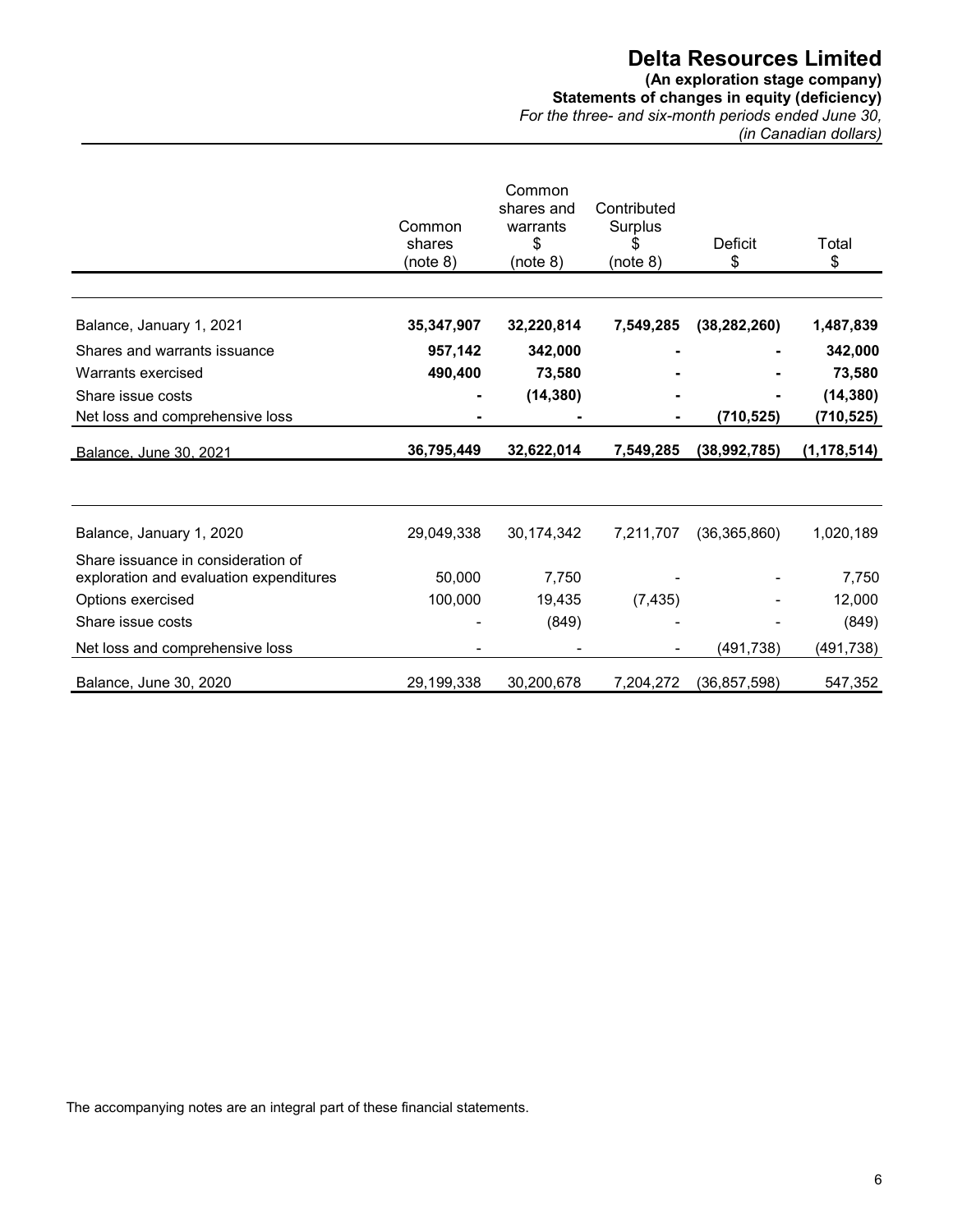# Delta Resources Limited

**(An exploration stage company)**
**Statements of changes in equity (deficiency)**
*For the three- and six-month periods ended June 30,*
*(in Canadian dollars)*

| | Common shares (note 8) | Common shares and warrants $ (note 8) | Contributed Surplus $ (note 8) | Deficit $ | Total $ |
|---|---|---|---|---|---|
| Balance, January 1, 2021 | **35,347,907** | **32,220,814** | **7,549,285** | **(38,282,260)** | **1,487,839** |
| Shares and warrants issuance | **957,142** | **342,000** | **-** | **-** | **342,000** |
| Warrants exercised | **490,400** | **73,580** | **-** | **-** | **73,580** |
| Share issue costs | **-** | **(14,380)** | **-** | **-** | **(14,380)** |
| Net loss and comprehensive loss | **-** | **-** | **-** | **(710,525)** | **(710,525)** |
| Balance, June 30, 2021 | **36,795,449** | **32,622,014** | **7,549,285** | **(38,992,785)** | **(1,178,514)** |
| | | | | | |
| Balance, January 1, 2020 | 29,049,338 | 30,174,342 | 7,211,707 | (36,365,860) | 1,020,189 |
| Share issuance in consideration of exploration and evaluation expenditures | 50,000 | 7,750 | - | - | 7,750 |
| Options exercised | 100,000 | 19,435 | (7,435) | - | 12,000 |
| Share issue costs | - | (849) | - | - | (849) |
| Net loss and comprehensive loss | - | - | - | (491,738) | (491,738) |
| Balance, June 30, 2020 | 29,199,338 | 30,200,678 | 7,204,272 | (36,857,598) | 547,352 |

The accompanying notes are an integral part of these financial statements.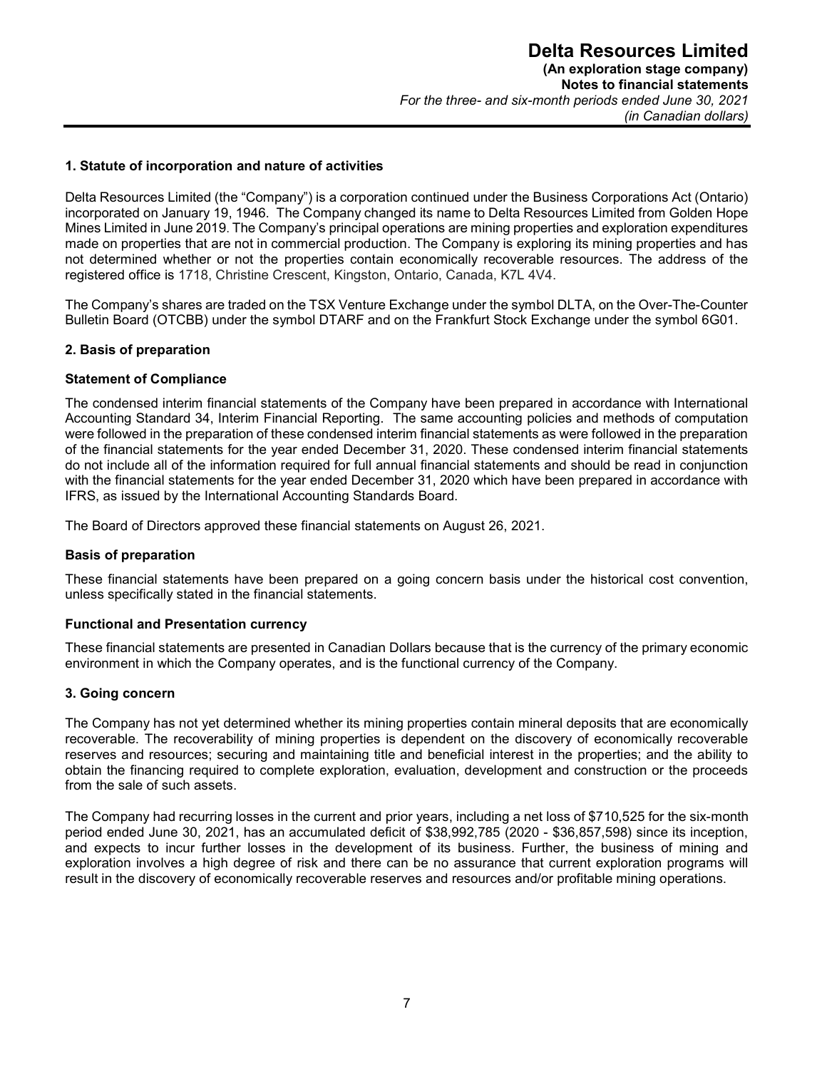## 1. Statute of incorporation and nature of activities

Delta Resources Limited (the "Company") is a corporation continued under the Business Corporations Act (Ontario) incorporated on January 19, 1946. The Company changed its name to Delta Resources Limited from Golden Hope Mines Limited in June 2019. The Company's principal operations are mining properties and exploration expenditures made on properties that are not in commercial production. The Company is exploring its mining properties and has not determined whether or not the properties contain economically recoverable resources. The address of the registered office is 1718, Christine Crescent, Kingston, Ontario, Canada, K7L 4V4.

The Company's shares are traded on the TSX Venture Exchange under the symbol DLTA, on the Over-The-Counter Bulletin Board (OTCBB) under the symbol DTARF and on the Frankfurt Stock Exchange under the symbol 6G01.

## 2. Basis of preparation

### Statement of Compliance

The condensed interim financial statements of the Company have been prepared in accordance with International Accounting Standard 34, Interim Financial Reporting. The same accounting policies and methods of computation were followed in the preparation of these condensed interim financial statements as were followed in the preparation of the financial statements for the year ended December 31, 2020. These condensed interim financial statements do not include all of the information required for full annual financial statements and should be read in conjunction with the financial statements for the year ended December 31, 2020 which have been prepared in accordance with IFRS, as issued by the International Accounting Standards Board.

The Board of Directors approved these financial statements on August 26, 2021.

### Basis of preparation

These financial statements have been prepared on a going concern basis under the historical cost convention, unless specifically stated in the financial statements.

### Functional and Presentation currency

These financial statements are presented in Canadian Dollars because that is the currency of the primary economic environment in which the Company operates, and is the functional currency of the Company.

## 3. Going concern

The Company has not yet determined whether its mining properties contain mineral deposits that are economically recoverable. The recoverability of mining properties is dependent on the discovery of economically recoverable reserves and resources; securing and maintaining title and beneficial interest in the properties; and the ability to obtain the financing required to complete exploration, evaluation, development and construction or the proceeds from the sale of such assets.

The Company had recurring losses in the current and prior years, including a net loss of $710,525 for the six-month period ended June 30, 2021, has an accumulated deficit of $38,992,785 (2020 - $36,857,598) since its inception, and expects to incur further losses in the development of its business. Further, the business of mining and exploration involves a high degree of risk and there can be no assurance that current exploration programs will result in the discovery of economically recoverable reserves and resources and/or profitable mining operations.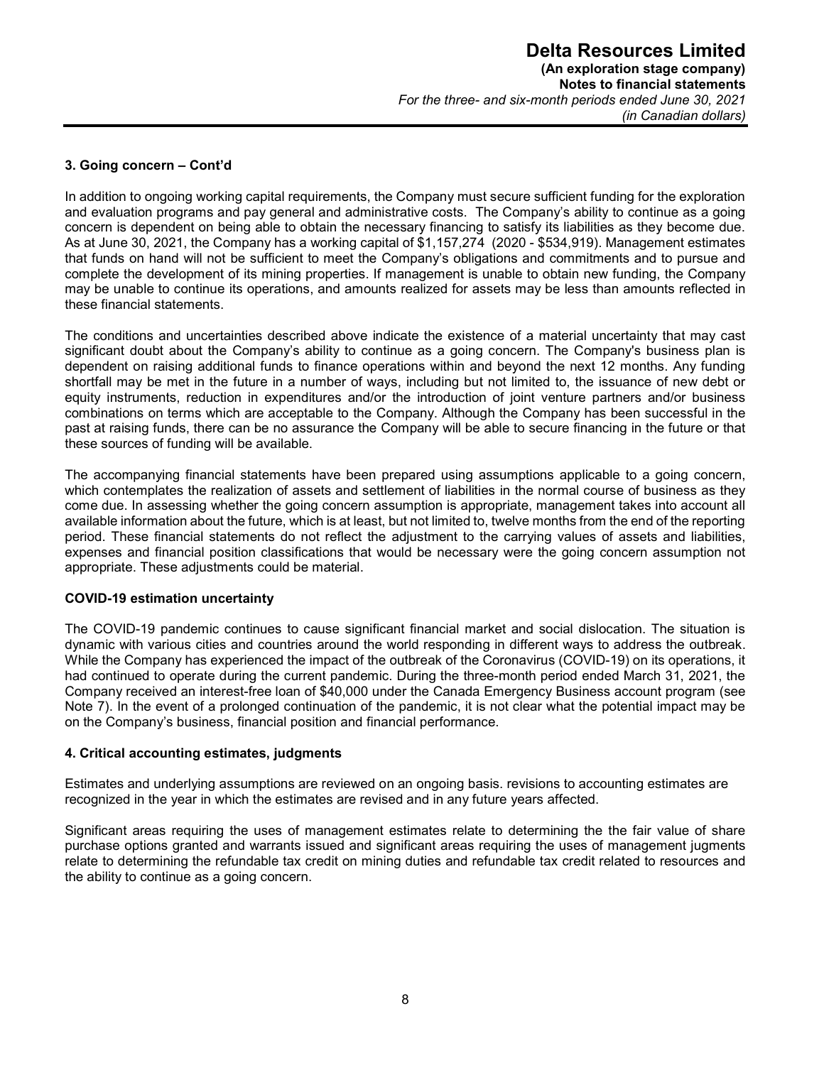## 3. Going concern – Cont'd

In addition to ongoing working capital requirements, the Company must secure sufficient funding for the exploration and evaluation programs and pay general and administrative costs. The Company's ability to continue as a going concern is dependent on being able to obtain the necessary financing to satisfy its liabilities as they become due. As at June 30, 2021, the Company has a working capital of $1,157,274 (2020 - $534,919). Management estimates that funds on hand will not be sufficient to meet the Company's obligations and commitments and to pursue and complete the development of its mining properties. If management is unable to obtain new funding, the Company may be unable to continue its operations, and amounts realized for assets may be less than amounts reflected in these financial statements.

The conditions and uncertainties described above indicate the existence of a material uncertainty that may cast significant doubt about the Company's ability to continue as a going concern. The Company's business plan is dependent on raising additional funds to finance operations within and beyond the next 12 months. Any funding shortfall may be met in the future in a number of ways, including but not limited to, the issuance of new debt or equity instruments, reduction in expenditures and/or the introduction of joint venture partners and/or business combinations on terms which are acceptable to the Company. Although the Company has been successful in the past at raising funds, there can be no assurance the Company will be able to secure financing in the future or that these sources of funding will be available.

The accompanying financial statements have been prepared using assumptions applicable to a going concern, which contemplates the realization of assets and settlement of liabilities in the normal course of business as they come due. In assessing whether the going concern assumption is appropriate, management takes into account all available information about the future, which is at least, but not limited to, twelve months from the end of the reporting period. These financial statements do not reflect the adjustment to the carrying values of assets and liabilities, expenses and financial position classifications that would be necessary were the going concern assumption not appropriate. These adjustments could be material.

### COVID-19 estimation uncertainty

The COVID-19 pandemic continues to cause significant financial market and social dislocation. The situation is dynamic with various cities and countries around the world responding in different ways to address the outbreak. While the Company has experienced the impact of the outbreak of the Coronavirus (COVID-19) on its operations, it had continued to operate during the current pandemic. During the three-month period ended March 31, 2021, the Company received an interest-free loan of $40,000 under the Canada Emergency Business account program (see Note 7). In the event of a prolonged continuation of the pandemic, it is not clear what the potential impact may be on the Company's business, financial position and financial performance.

## 4. Critical accounting estimates, judgments

Estimates and underlying assumptions are reviewed on an ongoing basis. revisions to accounting estimates are recognized in the year in which the estimates are revised and in any future years affected.

Significant areas requiring the uses of management estimates relate to determining the the fair value of share purchase options granted and warrants issued and significant areas requiring the uses of management jugments relate to determining the refundable tax credit on mining duties and refundable tax credit related to resources and the ability to continue as a going concern.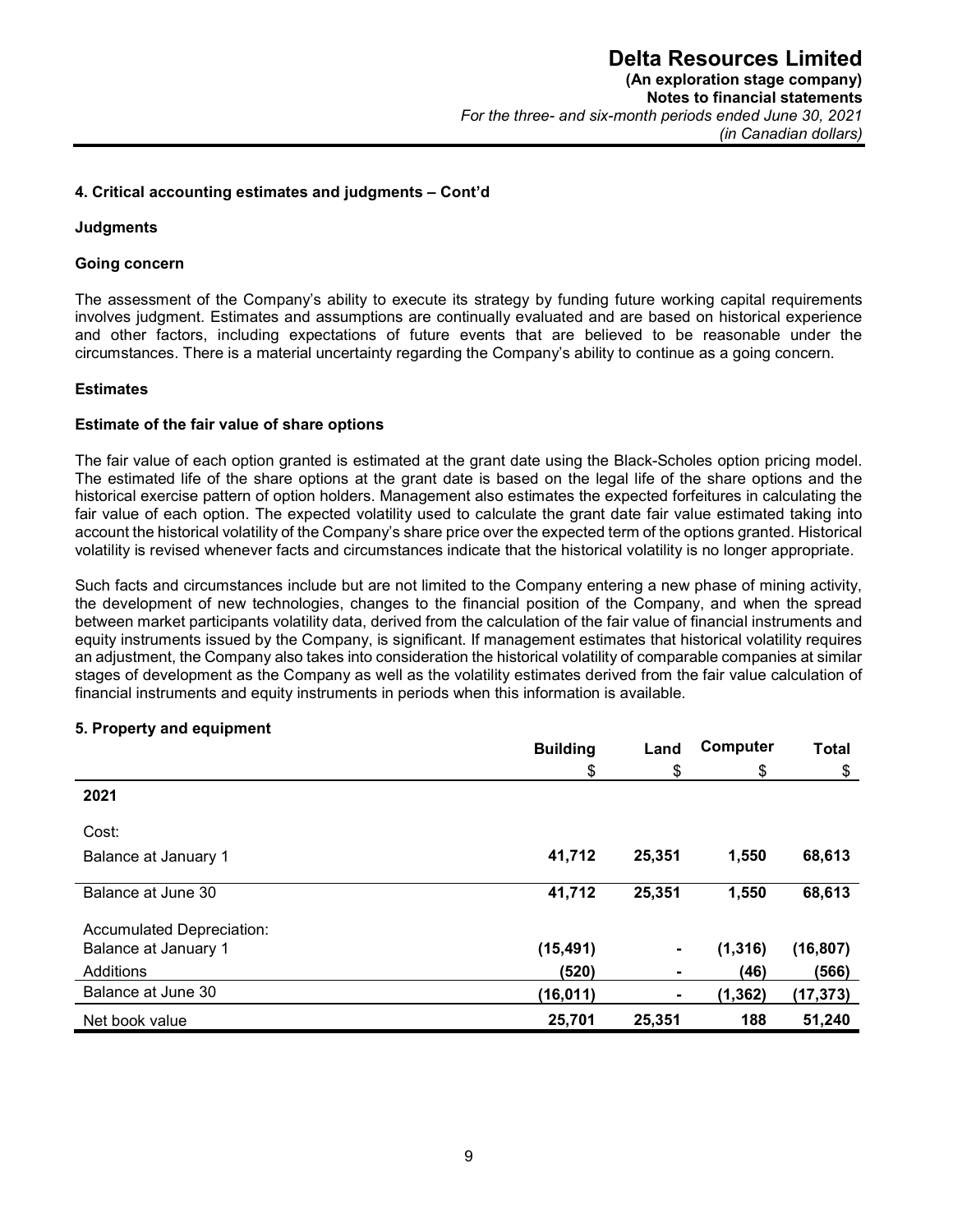## 4. Critical accounting estimates and judgments – Cont'd

### Judgments

#### Going concern

The assessment of the Company's ability to execute its strategy by funding future working capital requirements involves judgment. Estimates and assumptions are continually evaluated and are based on historical experience and other factors, including expectations of future events that are believed to be reasonable under the circumstances. There is a material uncertainty regarding the Company's ability to continue as a going concern.

### Estimates

#### Estimate of the fair value of share options

The fair value of each option granted is estimated at the grant date using the Black-Scholes option pricing model. The estimated life of the share options at the grant date is based on the legal life of the share options and the historical exercise pattern of option holders. Management also estimates the expected forfeitures in calculating the fair value of each option. The expected volatility used to calculate the grant date fair value estimated taking into account the historical volatility of the Company's share price over the expected term of the options granted. Historical volatility is revised whenever facts and circumstances indicate that the historical volatility is no longer appropriate.

Such facts and circumstances include but are not limited to the Company entering a new phase of mining activity, the development of new technologies, changes to the financial position of the Company, and when the spread between market participants volatility data, derived from the calculation of the fair value of financial instruments and equity instruments issued by the Company, is significant. If management estimates that historical volatility requires an adjustment, the Company also takes into consideration the historical volatility of comparable companies at similar stages of development as the Company as well as the volatility estimates derived from the fair value calculation of financial instruments and equity instruments in periods when this information is available.

## 5. Property and equipment

| | Building | Land | Computer | Total |
|---|---|---|---|---|
| | $ | $ | $ | $ |
| **2021** | | | | |
| Cost: | | | | |
| Balance at January 1 | **41,712** | **25,351** | **1,550** | **68,613** |
| Balance at June 30 | **41,712** | **25,351** | **1,550** | **68,613** |
| Accumulated Depreciation: | | | | |
| Balance at January 1 | **(15,491)** | **-** | **(1,316)** | **(16,807)** |
| Additions | **(520)** | **-** | **(46)** | **(566)** |
| Balance at June 30 | **(16,011)** | **-** | **(1,362)** | **(17,373)** |
| Net book value | **25,701** | **25,351** | **188** | **51,240** |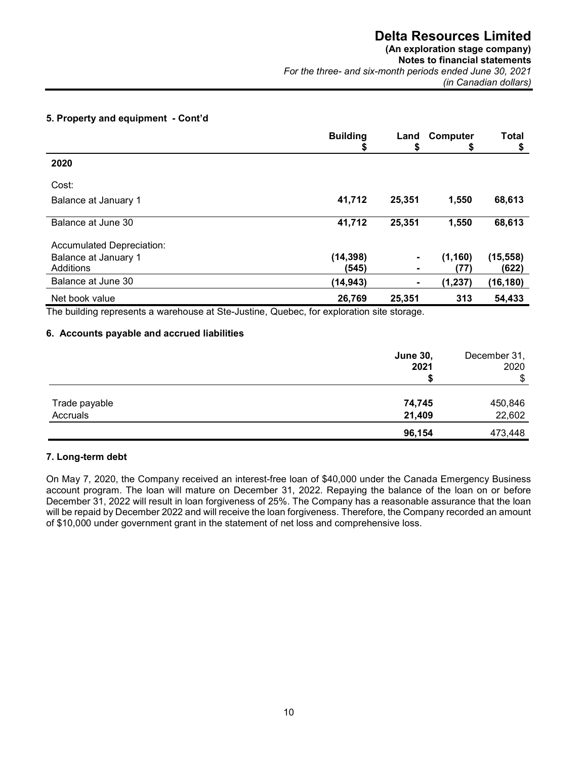### 5. Property and equipment - Cont'd

| | Building<br>$ | Land<br>$ | Computer<br>$ | Total<br>$ |
|---|---|---|---|---|
| **2020** | | | | |
| Cost: | | | | |
| Balance at January 1 | **41,712** | **25,351** | **1,550** | **68,613** |
| Balance at June 30 | **41,712** | **25,351** | **1,550** | **68,613** |
| Accumulated Depreciation: | | | | |
| Balance at January 1 | **(14,398)** | **-** | **(1,160)** | **(15,558)** |
| Additions | **(545)** | **-** | **(77)** | **(622)** |
| Balance at June 30 | **(14,943)** | **-** | **(1,237)** | **(16,180)** |
| Net book value | **26,769** | **25,351** | **313** | **54,433** |

The building represents a warehouse at Ste-Justine, Quebec, for exploration site storage.

### 6. Accounts payable and accrued liabilities

| | June 30, 2021<br>$ | December 31, 2020<br>$ |
|---|---|---|
| Trade payable | **74,745** | 450,846 |
| Accruals | **21,409** | 22,602 |
| | **96,154** | 473,448 |

### 7. Long-term debt

On May 7, 2020, the Company received an interest-free loan of $40,000 under the Canada Emergency Business account program. The loan will mature on December 31, 2022. Repaying the balance of the loan on or before December 31, 2022 will result in loan forgiveness of 25%. The Company has a reasonable assurance that the loan will be repaid by December 2022 and will receive the loan forgiveness. Therefore, the Company recorded an amount of $10,000 under government grant in the statement of net loss and comprehensive loss.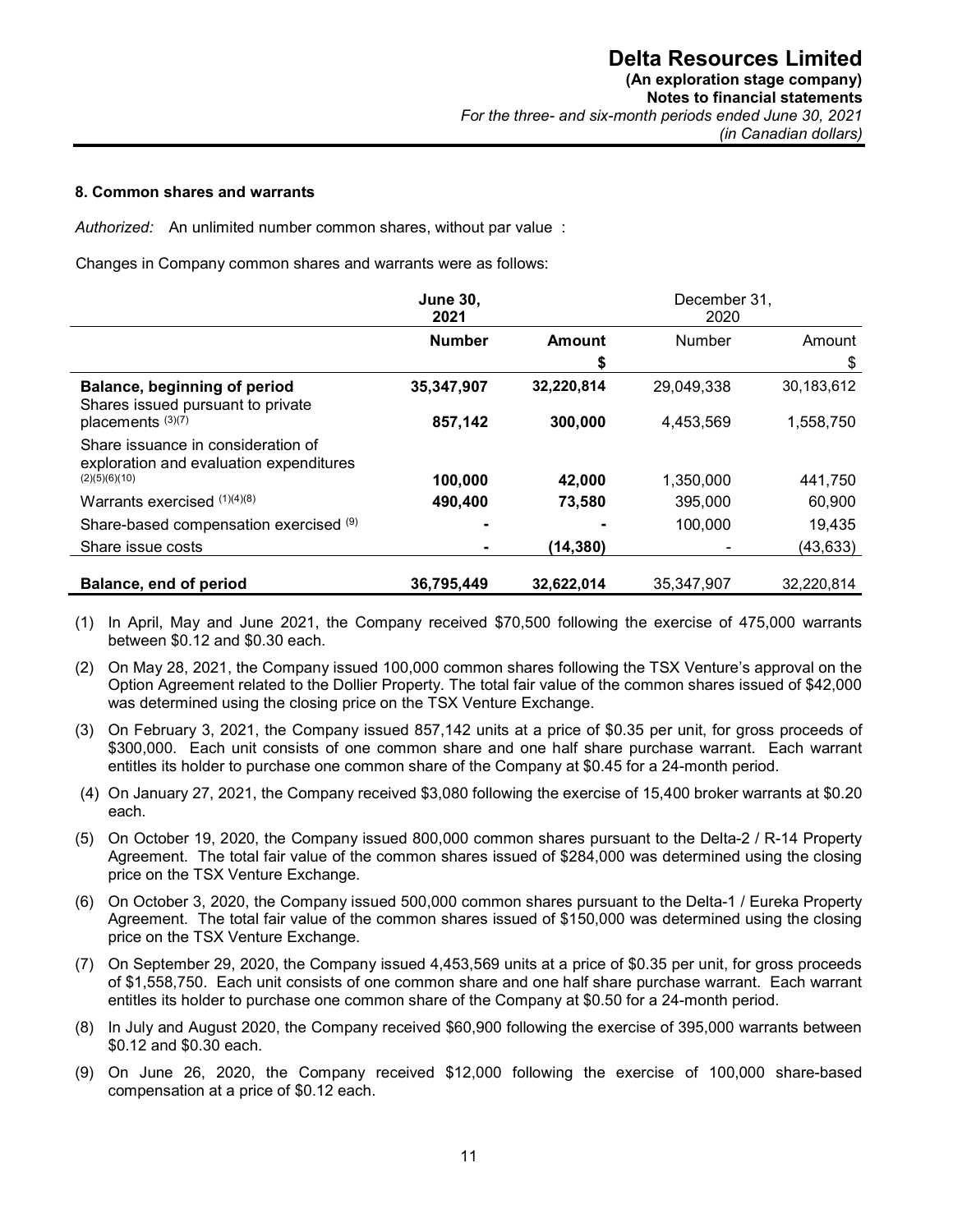#### 8. Common shares and warrants

*Authorized:* An unlimited number common shares, without par value :

Changes in Company common shares and warrants were as follows:

| | **June 30, 2021** | | December 31, 2020 | |
|---|---|---|---|---|
| | **Number** | **Amount** | Number | Amount |
| | | **\$** | | \$ |
| **Balance, beginning of period** | **35,347,907** | **32,220,814** | 29,049,338 | 30,183,612 |
| Shares issued pursuant to private placements (3)(7) | **857,142** | **300,000** | 4,453,569 | 1,558,750 |
| Share issuance in consideration of exploration and evaluation expenditures (2)(5)(6)(10) | **100,000** | **42,000** | 1,350,000 | 441,750 |
| Warrants exercised (1)(4)(8) | **490,400** | **73,580** | 395,000 | 60,900 |
| Share-based compensation exercised (9) | **-** | **-** | 100,000 | 19,435 |
| Share issue costs | **-** | **(14,380)** | - | (43,633) |
| **Balance, end of period** | **36,795,449** | **32,622,014** | 35,347,907 | 32,220,814 |

(1) In April, May and June 2021, the Company received \$70,500 following the exercise of 475,000 warrants between \$0.12 and \$0.30 each.

(2) On May 28, 2021, the Company issued 100,000 common shares following the TSX Venture's approval on the Option Agreement related to the Dollier Property. The total fair value of the common shares issued of \$42,000 was determined using the closing price on the TSX Venture Exchange.

(3) On February 3, 2021, the Company issued 857,142 units at a price of \$0.35 per unit, for gross proceeds of \$300,000. Each unit consists of one common share and one half share purchase warrant. Each warrant entitles its holder to purchase one common share of the Company at \$0.45 for a 24-month period.

(4) On January 27, 2021, the Company received \$3,080 following the exercise of 15,400 broker warrants at \$0.20 each.

(5) On October 19, 2020, the Company issued 800,000 common shares pursuant to the Delta-2 / R-14 Property Agreement. The total fair value of the common shares issued of \$284,000 was determined using the closing price on the TSX Venture Exchange.

(6) On October 3, 2020, the Company issued 500,000 common shares pursuant to the Delta-1 / Eureka Property Agreement. The total fair value of the common shares issued of \$150,000 was determined using the closing price on the TSX Venture Exchange.

(7) On September 29, 2020, the Company issued 4,453,569 units at a price of \$0.35 per unit, for gross proceeds of \$1,558,750. Each unit consists of one common share and one half share purchase warrant. Each warrant entitles its holder to purchase one common share of the Company at \$0.50 for a 24-month period.

(8) In July and August 2020, the Company received \$60,900 following the exercise of 395,000 warrants between \$0.12 and \$0.30 each.

(9) On June 26, 2020, the Company received \$12,000 following the exercise of 100,000 share-based compensation at a price of \$0.12 each.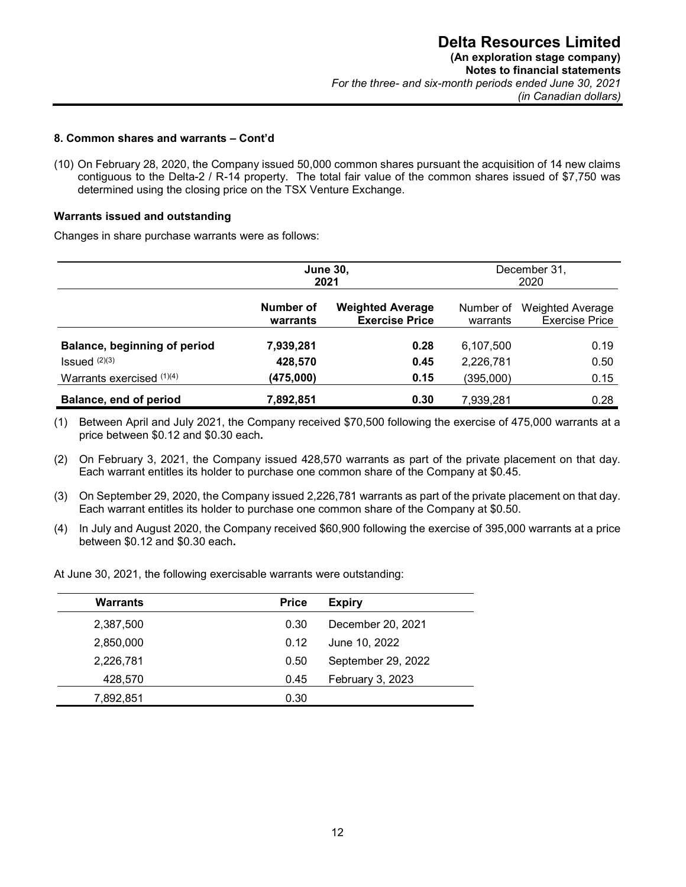**8. Common shares and warrants – Cont'd**

(10) On February 28, 2020, the Company issued 50,000 common shares pursuant the acquisition of 14 new claims contiguous to the Delta-2 / R-14 property. The total fair value of the common shares issued of $7,750 was determined using the closing price on the TSX Venture Exchange.

**Warrants issued and outstanding**

Changes in share purchase warrants were as follows:

| | **June 30, 2021** | | December 31, 2020 | |
|---|---|---|---|---|
| | **Number of warrants** | **Weighted Average Exercise Price** | Number of warrants | Weighted Average Exercise Price |
| **Balance, beginning of period** | **7,939,281** | **0.28** | 6,107,500 | 0.19 |
| Issued (2)(3) | **428,570** | **0.45** | 2,226,781 | 0.50 |
| Warrants exercised (1)(4) | **(475,000)** | **0.15** | (395,000) | 0.15 |
| **Balance, end of period** | **7,892,851** | **0.30** | 7,939,281 | 0.28 |

(1) Between April and July 2021, the Company received $70,500 following the exercise of 475,000 warrants at a price between $0.12 and $0.30 each**.**

(2) On February 3, 2021, the Company issued 428,570 warrants as part of the private placement on that day. Each warrant entitles its holder to purchase one common share of the Company at $0.45.

(3) On September 29, 2020, the Company issued 2,226,781 warrants as part of the private placement on that day. Each warrant entitles its holder to purchase one common share of the Company at $0.50.

(4) In July and August 2020, the Company received $60,900 following the exercise of 395,000 warrants at a price between $0.12 and $0.30 each**.**

At June 30, 2021, the following exercisable warrants were outstanding:

| Warrants | Price | Expiry |
|---|---|---|
| 2,387,500 | 0.30 | December 20, 2021 |
| 2,850,000 | 0.12 | June 10, 2022 |
| 2,226,781 | 0.50 | September 29, 2022 |
| 428,570 | 0.45 | February 3, 2023 |
| 7,892,851 | 0.30 | |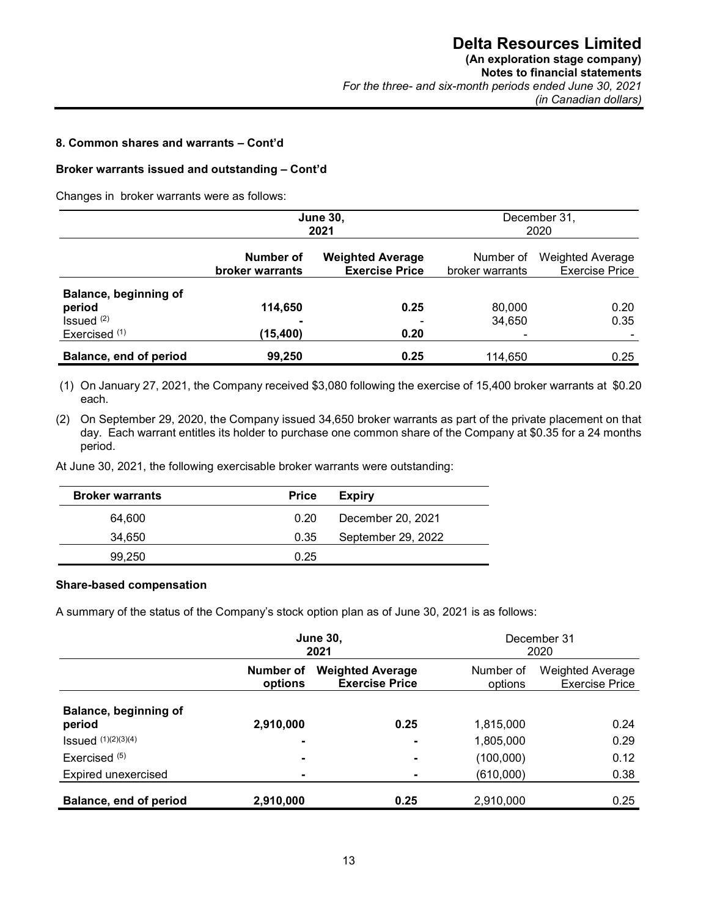## 8. Common shares and warrants – Cont'd

### Broker warrants issued and outstanding – Cont'd

Changes in broker warrants were as follows:

| | **June 30, 2021** | | December 31, 2020 | |
|---|---|---|---|---|
| | **Number of broker warrants** | **Weighted Average Exercise Price** | Number of broker warrants | Weighted Average Exercise Price |
| **Balance, beginning of period** | **114,650** | **0.25** | 80,000 | 0.20 |
| Issued [(2)] | **-** | - | 34,650 | 0.35 |
| Exercised [(1)] | **(15,400)** | **0.20** | - | - |
| **Balance, end of period** | **99,250** | **0.25** | 114,650 | 0.25 |

(1) On January 27, 2021, the Company received $3,080 following the exercise of 15,400 broker warrants at $0.20 each.

(2) On September 29, 2020, the Company issued 34,650 broker warrants as part of the private placement on that day. Each warrant entitles its holder to purchase one common share of the Company at $0.35 for a 24 months period.

At June 30, 2021, the following exercisable broker warrants were outstanding:

| **Broker warrants** | **Price** | **Expiry** |
|---|---|---|
| 64,600 | 0.20 | December 20, 2021 |
| 34,650 | 0.35 | September 29, 2022 |
| 99,250 | 0.25 | |

### Share-based compensation

A summary of the status of the Company's stock option plan as of June 30, 2021 is as follows:

| | **June 30, 2021** | | December 31 2020 | |
|---|---|---|---|---|
| | **Number of options** | **Weighted Average Exercise Price** | Number of options | Weighted Average Exercise Price |
| **Balance, beginning of period** | **2,910,000** | **0.25** | 1,815,000 | 0.24 |
| Issued [(1)(2)(3)(4)] | **-** | **-** | 1,805,000 | 0.29 |
| Exercised [(5)] | **-** | **-** | (100,000) | 0.12 |
| Expired unexercised | **-** | **-** | (610,000) | 0.38 |
| **Balance, end of period** | **2,910,000** | **0.25** | 2,910,000 | 0.25 |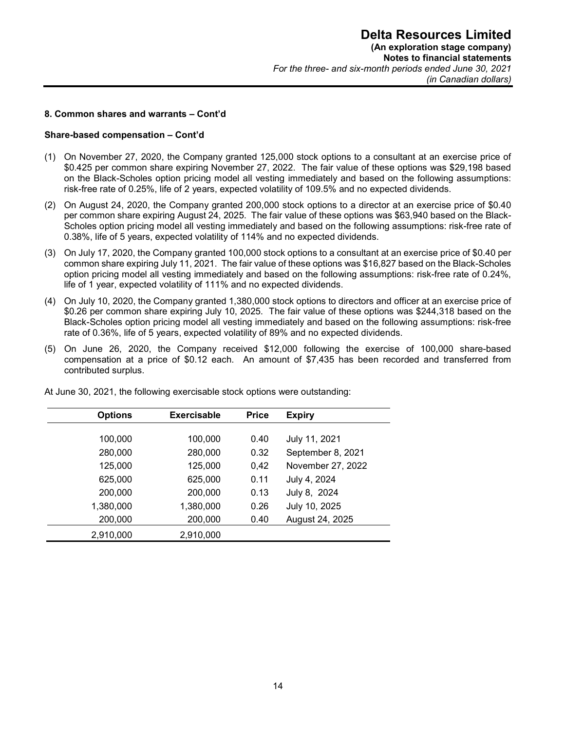### 8. Common shares and warrants – Cont'd

#### Share-based compensation – Cont'd

(1) On November 27, 2020, the Company granted 125,000 stock options to a consultant at an exercise price of $0.425 per common share expiring November 27, 2022. The fair value of these options was $29,198 based on the Black-Scholes option pricing model all vesting immediately and based on the following assumptions: risk-free rate of 0.25%, life of 2 years, expected volatility of 109.5% and no expected dividends.

(2) On August 24, 2020, the Company granted 200,000 stock options to a director at an exercise price of $0.40 per common share expiring August 24, 2025. The fair value of these options was $63,940 based on the Black-Scholes option pricing model all vesting immediately and based on the following assumptions: risk-free rate of 0.38%, life of 5 years, expected volatility of 114% and no expected dividends.

(3) On July 17, 2020, the Company granted 100,000 stock options to a consultant at an exercise price of $0.40 per common share expiring July 11, 2021. The fair value of these options was $16,827 based on the Black-Scholes option pricing model all vesting immediately and based on the following assumptions: risk-free rate of 0.24%, life of 1 year, expected volatility of 111% and no expected dividends.

(4) On July 10, 2020, the Company granted 1,380,000 stock options to directors and officer at an exercise price of $0.26 per common share expiring July 10, 2025. The fair value of these options was $244,318 based on the Black-Scholes option pricing model all vesting immediately and based on the following assumptions: risk-free rate of 0.36%, life of 5 years, expected volatility of 89% and no expected dividends.

(5) On June 26, 2020, the Company received $12,000 following the exercise of 100,000 share-based compensation at a price of $0.12 each. An amount of $7,435 has been recorded and transferred from contributed surplus.

At June 30, 2021, the following exercisable stock options were outstanding:

| Options | Exercisable | Price | Expiry |
|---:|---:|---:|---|
| 100,000 | 100,000 | 0.40 | July 11, 2021 |
| 280,000 | 280,000 | 0.32 | September 8, 2021 |
| 125,000 | 125,000 | 0,42 | November 27, 2022 |
| 625,000 | 625,000 | 0.11 | July 4, 2024 |
| 200,000 | 200,000 | 0.13 | July 8, 2024 |
| 1,380,000 | 1,380,000 | 0.26 | July 10, 2025 |
| 200,000 | 200,000 | 0.40 | August 24, 2025 |
| 2,910,000 | 2,910,000 | | |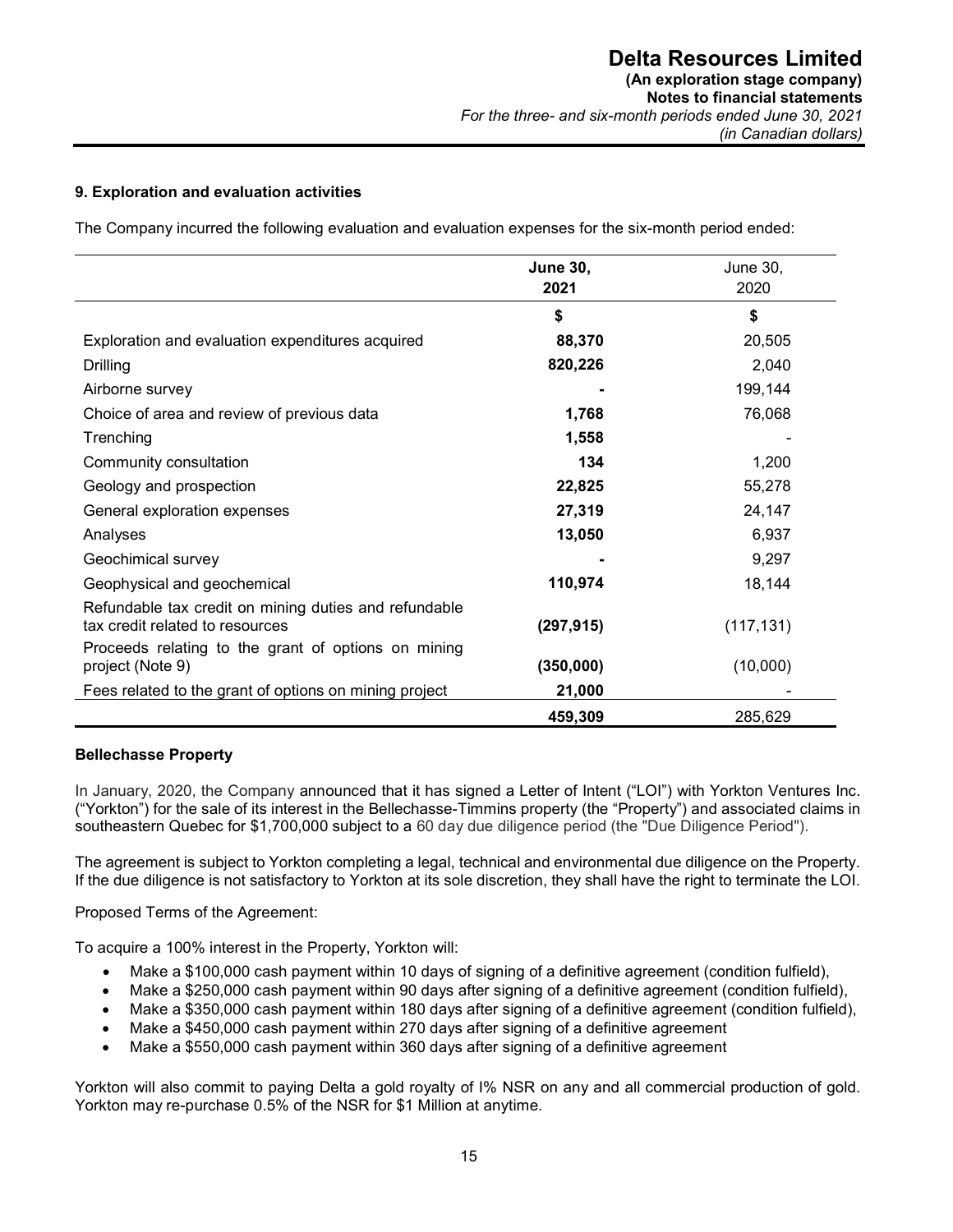### 9. Exploration and evaluation activities

The Company incurred the following evaluation and evaluation expenses for the six-month period ended:

| | June 30, 2021 | June 30, 2020 |
|---|---|---|
| | $ | $ |
| Exploration and evaluation expenditures acquired | 88,370 | 20,505 |
| Drilling | 820,226 | 2,040 |
| Airborne survey | - | 199,144 |
| Choice of area and review of previous data | 1,768 | 76,068 |
| Trenching | 1,558 | - |
| Community consultation | 134 | 1,200 |
| Geology and prospection | 22,825 | 55,278 |
| General exploration expenses | 27,319 | 24,147 |
| Analyses | 13,050 | 6,937 |
| Geochimical survey | - | 9,297 |
| Geophysical and geochemical | 110,974 | 18,144 |
| Refundable tax credit on mining duties and refundable tax credit related to resources | (297,915) | (117,131) |
| Proceeds relating to the grant of options on mining project (Note 9) | (350,000) | (10,000) |
| Fees related to the grant of options on mining project | 21,000 | - |
| | 459,309 | 285,629 |

**Bellechasse Property**

In January, 2020, the Company announced that it has signed a Letter of Intent ("LOI") with Yorkton Ventures Inc. ("Yorkton") for the sale of its interest in the Bellechasse-Timmins property (the "Property") and associated claims in southeastern Quebec for $1,700,000 subject to a 60 day due diligence period (the "Due Diligence Period").

The agreement is subject to Yorkton completing a legal, technical and environmental due diligence on the Property. If the due diligence is not satisfactory to Yorkton at its sole discretion, they shall have the right to terminate the LOI.

Proposed Terms of the Agreement:

To acquire a 100% interest in the Property, Yorkton will:

- Make a $100,000 cash payment within 10 days of signing of a definitive agreement (condition fulfield),
- Make a $250,000 cash payment within 90 days after signing of a definitive agreement (condition fulfield),
- Make a $350,000 cash payment within 180 days after signing of a definitive agreement (condition fulfield),
- Make a $450,000 cash payment within 270 days after signing of a definitive agreement
- Make a $550,000 cash payment within 360 days after signing of a definitive agreement

Yorkton will also commit to paying Delta a gold royalty of I% NSR on any and all commercial production of gold. Yorkton may re-purchase 0.5% of the NSR for $1 Million at anytime.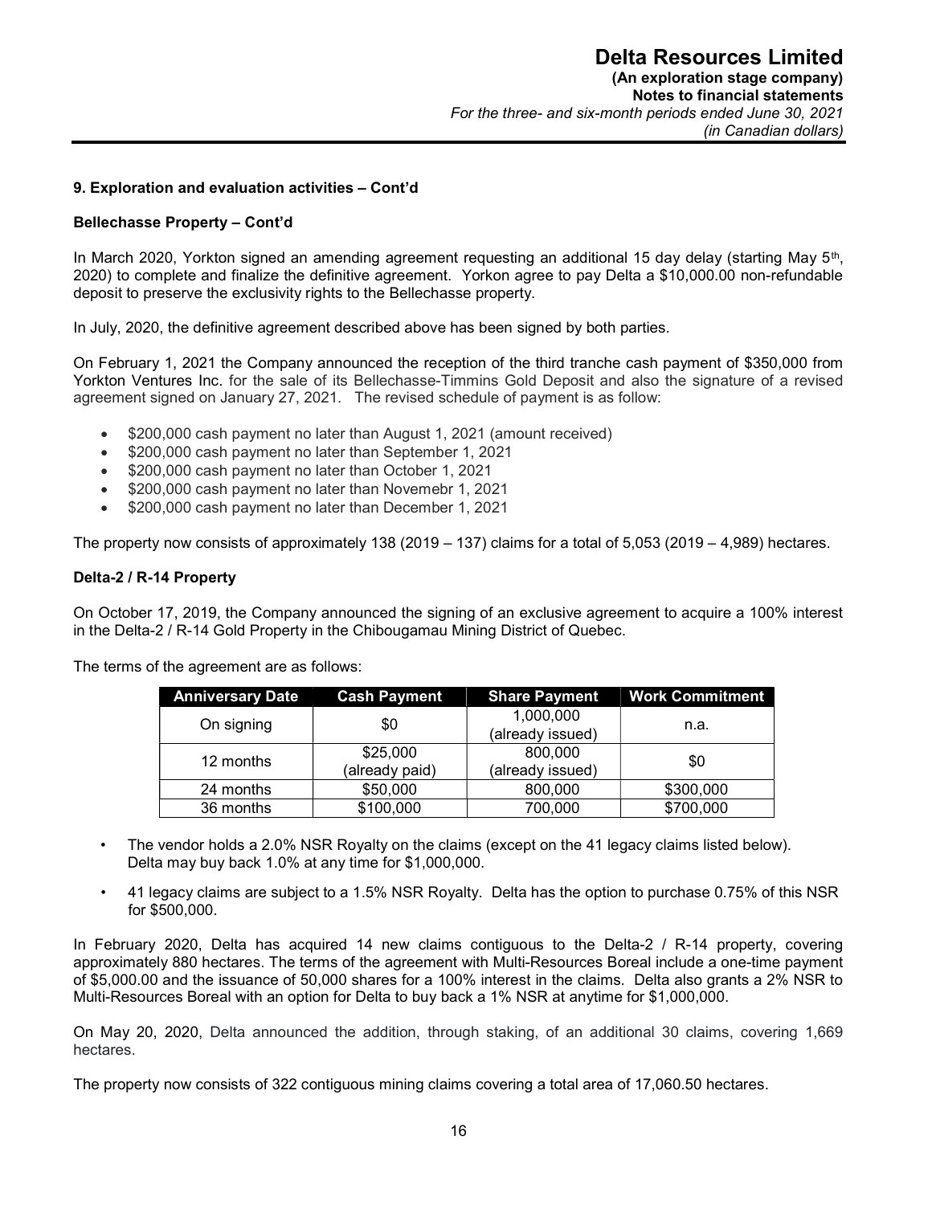### 9. Exploration and evaluation activities – Cont'd

#### Bellechasse Property – Cont'd

In March 2020, Yorkton signed an amending agreement requesting an additional 15 day delay (starting May 5th, 2020) to complete and finalize the definitive agreement. Yorkon agree to pay Delta a \$10,000.00 non-refundable deposit to preserve the exclusivity rights to the Bellechasse property.

In July, 2020, the definitive agreement described above has been signed by both parties.

On February 1, 2021 the Company announced the reception of the third tranche cash payment of \$350,000 from Yorkton Ventures Inc. for the sale of its Bellechasse-Timmins Gold Deposit and also the signature of a revised agreement signed on January 27, 2021. The revised schedule of payment is as follow:

- \$200,000 cash payment no later than August 1, 2021 (amount received)
- \$200,000 cash payment no later than September 1, 2021
- \$200,000 cash payment no later than October 1, 2021
- \$200,000 cash payment no later than Novemebr 1, 2021
- \$200,000 cash payment no later than December 1, 2021

The property now consists of approximately 138 (2019 – 137) claims for a total of 5,053 (2019 – 4,989) hectares.

#### Delta-2 / R-14 Property

On October 17, 2019, the Company announced the signing of an exclusive agreement to acquire a 100% interest in the Delta-2 / R-14 Gold Property in the Chibougamau Mining District of Quebec.

The terms of the agreement are as follows:

| Anniversary Date | Cash Payment | Share Payment | Work Commitment |
|---|---|---|---|
| On signing | \$0 | 1,000,000 (already issued) | n.a. |
| 12 months | \$25,000 (already paid) | 800,000 (already issued) | \$0 |
| 24 months | \$50,000 | 800,000 | \$300,000 |
| 36 months | \$100,000 | 700,000 | \$700,000 |

- The vendor holds a 2.0% NSR Royalty on the claims (except on the 41 legacy claims listed below). Delta may buy back 1.0% at any time for \$1,000,000.
- 41 legacy claims are subject to a 1.5% NSR Royalty. Delta has the option to purchase 0.75% of this NSR for \$500,000.

In February 2020, Delta has acquired 14 new claims contiguous to the Delta-2 / R-14 property, covering approximately 880 hectares. The terms of the agreement with Multi-Resources Boreal include a one-time payment of \$5,000.00 and the issuance of 50,000 shares for a 100% interest in the claims. Delta also grants a 2% NSR to Multi-Resources Boreal with an option for Delta to buy back a 1% NSR at anytime for \$1,000,000.

On May 20, 2020, Delta announced the addition, through staking, of an additional 30 claims, covering 1,669 hectares.

The property now consists of 322 contiguous mining claims covering a total area of 17,060.50 hectares.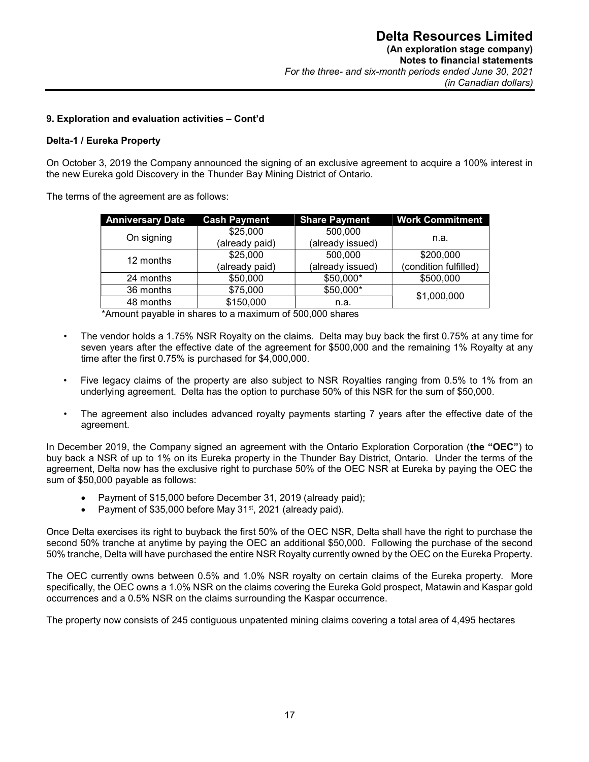### 9. Exploration and evaluation activities – Cont'd

**Delta-1 / Eureka Property**

On October 3, 2019 the Company announced the signing of an exclusive agreement to acquire a 100% interest in the new Eureka gold Discovery in the Thunder Bay Mining District of Ontario.

The terms of the agreement are as follows:

| Anniversary Date | Cash Payment | Share Payment | Work Commitment |
|---|---|---|---|
| On signing | $25,000 (already paid) | 500,000 (already issued) | n.a. |
| 12 months | $25,000 (already paid) | 500,000 (already issued) | $200,000 (condition fulfilled) |
| 24 months | $50,000 | $50,000* | $500,000 |
| 36 months | $75,000 | $50,000* | $1,000,000 |
| 48 months | $150,000 | n.a. | |

*Amount payable in shares to a maximum of 500,000 shares

- The vendor holds a 1.75% NSR Royalty on the claims. Delta may buy back the first 0.75% at any time for seven years after the effective date of the agreement for $500,000 and the remaining 1% Royalty at any time after the first 0.75% is purchased for $4,000,000.
- Five legacy claims of the property are also subject to NSR Royalties ranging from 0.5% to 1% from an underlying agreement. Delta has the option to purchase 50% of this NSR for the sum of $50,000.
- The agreement also includes advanced royalty payments starting 7 years after the effective date of the agreement.

In December 2019, the Company signed an agreement with the Ontario Exploration Corporation (**the "OEC"**) to buy back a NSR of up to 1% on its Eureka property in the Thunder Bay District, Ontario. Under the terms of the agreement, Delta now has the exclusive right to purchase 50% of the OEC NSR at Eureka by paying the OEC the sum of $50,000 payable as follows:

- Payment of $15,000 before December 31, 2019 (already paid);
- Payment of $35,000 before May 31st, 2021 (already paid).

Once Delta exercises its right to buyback the first 50% of the OEC NSR, Delta shall have the right to purchase the second 50% tranche at anytime by paying the OEC an additional $50,000. Following the purchase of the second 50% tranche, Delta will have purchased the entire NSR Royalty currently owned by the OEC on the Eureka Property.

The OEC currently owns between 0.5% and 1.0% NSR royalty on certain claims of the Eureka property. More specifically, the OEC owns a 1.0% NSR on the claims covering the Eureka Gold prospect, Matawin and Kaspar gold occurrences and a 0.5% NSR on the claims surrounding the Kaspar occurrence.

The property now consists of 245 contiguous unpatented mining claims covering a total area of 4,495 hectares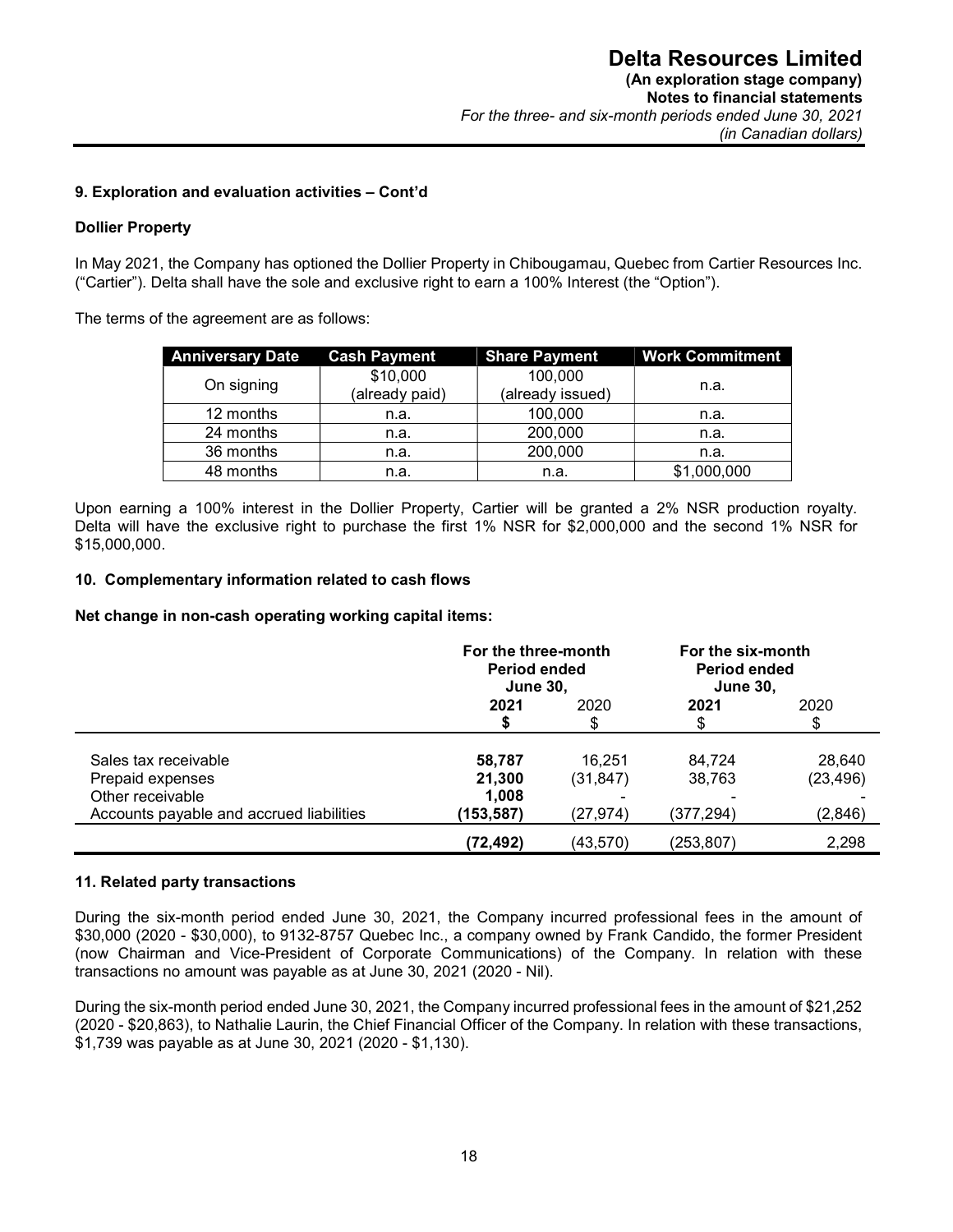### 9. Exploration and evaluation activities – Cont'd

**Dollier Property**

In May 2021, the Company has optioned the Dollier Property in Chibougamau, Quebec from Cartier Resources Inc. ("Cartier"). Delta shall have the sole and exclusive right to earn a 100% Interest (the "Option").

The terms of the agreement are as follows:

| Anniversary Date | Cash Payment | Share Payment | Work Commitment |
|---|---|---|---|
| On signing | $10,000 (already paid) | 100,000 (already issued) | n.a. |
| 12 months | n.a. | 100,000 | n.a. |
| 24 months | n.a. | 200,000 | n.a. |
| 36 months | n.a. | 200,000 | n.a. |
| 48 months | n.a. | n.a. | $1,000,000 |

Upon earning a 100% interest in the Dollier Property, Cartier will be granted a 2% NSR production royalty. Delta will have the exclusive right to purchase the first 1% NSR for $2,000,000 and the second 1% NSR for $15,000,000.

### 10. Complementary information related to cash flows

**Net change in non-cash operating working capital items:**

| | For the three-month Period ended June 30, | | For the six-month Period ended June 30, | |
|---|---|---|---|---|
| | **2021** | 2020 | **2021** | 2020 |
| | **$** | $ | $ | $ |
| Sales tax receivable | **58,787** | 16,251 | 84,724 | 28,640 |
| Prepaid expenses | **21,300** | (31,847) | 38,763 | (23,496) |
| Other receivable | **1,008** | - | - | - |
| Accounts payable and accrued liabilities | **(153,587)** | (27,974) | (377,294) | (2,846) |
| | **(72,492)** | (43,570) | (253,807) | 2,298 |

### 11. Related party transactions

During the six-month period ended June 30, 2021, the Company incurred professional fees in the amount of $30,000 (2020 - $30,000), to 9132-8757 Quebec Inc., a company owned by Frank Candido, the former President (now Chairman and Vice-President of Corporate Communications) of the Company. In relation with these transactions no amount was payable as at June 30, 2021 (2020 - Nil).

During the six-month period ended June 30, 2021, the Company incurred professional fees in the amount of $21,252 (2020 - $20,863), to Nathalie Laurin, the Chief Financial Officer of the Company. In relation with these transactions, $1,739 was payable as at June 30, 2021 (2020 - $1,130).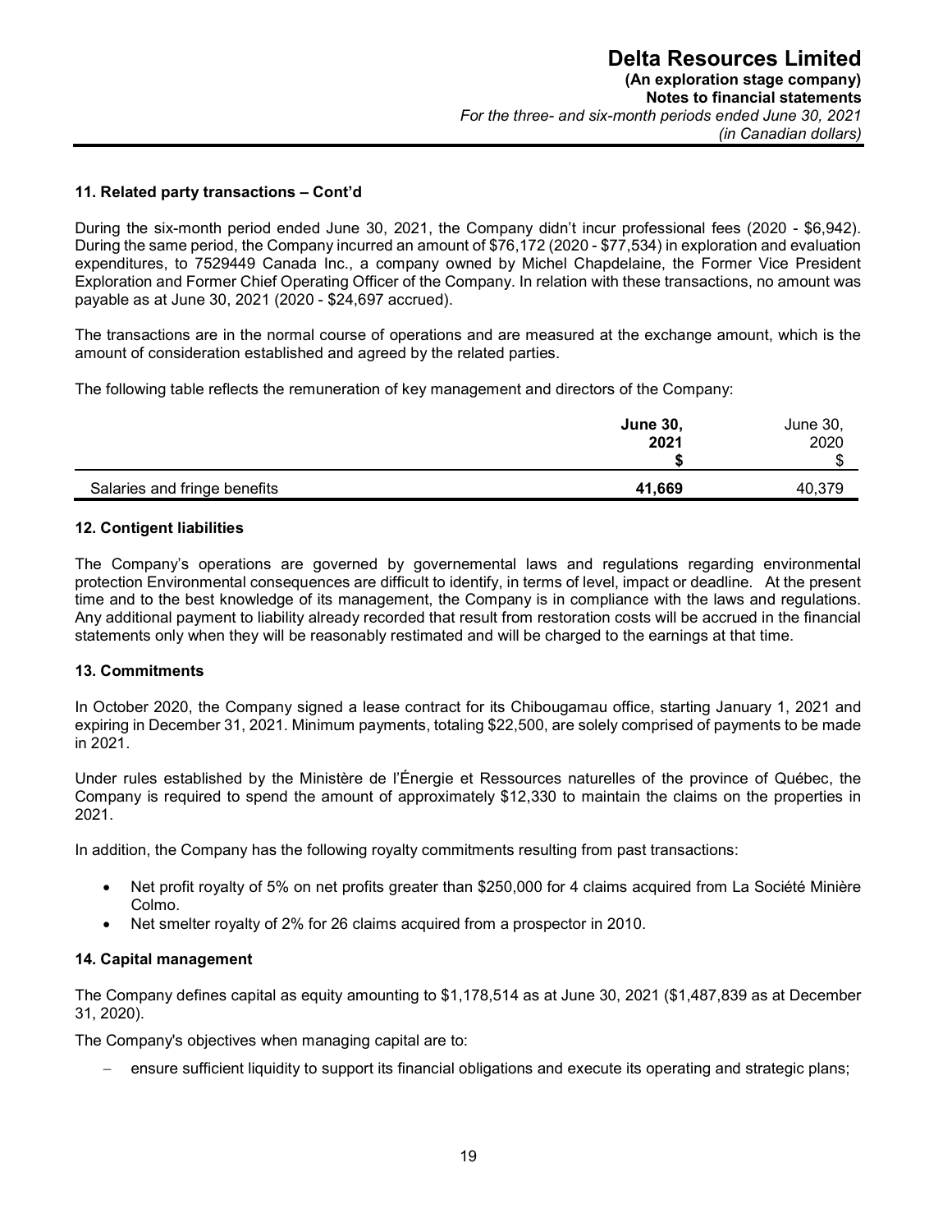### 11. Related party transactions – Cont'd

During the six-month period ended June 30, 2021, the Company didn't incur professional fees (2020 - $6,942). During the same period, the Company incurred an amount of $76,172 (2020 - $77,534) in exploration and evaluation expenditures, to 7529449 Canada Inc., a company owned by Michel Chapdelaine, the Former Vice President Exploration and Former Chief Operating Officer of the Company. In relation with these transactions, no amount was payable as at June 30, 2021 (2020 - $24,697 accrued).

The transactions are in the normal course of operations and are measured at the exchange amount, which is the amount of consideration established and agreed by the related parties.

The following table reflects the remuneration of key management and directors of the Company:

| | **June 30, 2021** | June 30, 2020 |
|---|---|---|
| | **$** | $ |
| Salaries and fringe benefits | **41,669** | 40,379 |

### 12. Contigent liabilities

The Company's operations are governed by governemental laws and regulations regarding environmental protection Environmental consequences are difficult to identify, in terms of level, impact or deadline. At the present time and to the best knowledge of its management, the Company is in compliance with the laws and regulations. Any additional payment to liability already recorded that result from restoration costs will be accrued in the financial statements only when they will be reasonably restimated and will be charged to the earnings at that time.

### 13. Commitments

In October 2020, the Company signed a lease contract for its Chibougamau office, starting January 1, 2021 and expiring in December 31, 2021. Minimum payments, totaling $22,500, are solely comprised of payments to be made in 2021.

Under rules established by the Ministère de l'Énergie et Ressources naturelles of the province of Québec, the Company is required to spend the amount of approximately $12,330 to maintain the claims on the properties in 2021.

In addition, the Company has the following royalty commitments resulting from past transactions:

- Net profit royalty of 5% on net profits greater than $250,000 for 4 claims acquired from La Société Minière Colmo.
- Net smelter royalty of 2% for 26 claims acquired from a prospector in 2010.

### 14. Capital management

The Company defines capital as equity amounting to $1,178,514 as at June 30, 2021 ($1,487,839 as at December 31, 2020).

The Company's objectives when managing capital are to:

- ensure sufficient liquidity to support its financial obligations and execute its operating and strategic plans;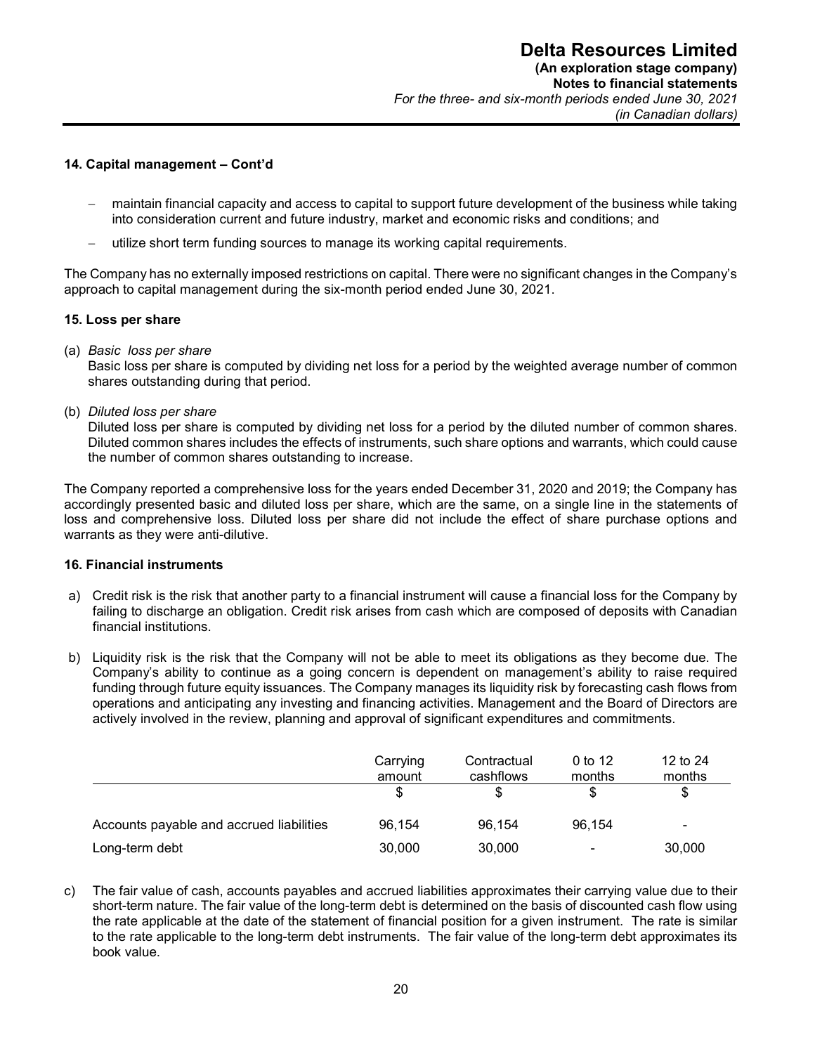## 14. Capital management – Cont'd

- maintain financial capacity and access to capital to support future development of the business while taking into consideration current and future industry, market and economic risks and conditions; and
- utilize short term funding sources to manage its working capital requirements.

The Company has no externally imposed restrictions on capital. There were no significant changes in the Company's approach to capital management during the six-month period ended June 30, 2021.

## 15. Loss per share

(a) *Basic loss per share*
Basic loss per share is computed by dividing net loss for a period by the weighted average number of common shares outstanding during that period.

(b) *Diluted loss per share*
Diluted loss per share is computed by dividing net loss for a period by the diluted number of common shares. Diluted common shares includes the effects of instruments, such share options and warrants, which could cause the number of common shares outstanding to increase.

The Company reported a comprehensive loss for the years ended December 31, 2020 and 2019; the Company has accordingly presented basic and diluted loss per share, which are the same, on a single line in the statements of loss and comprehensive loss. Diluted loss per share did not include the effect of share purchase options and warrants as they were anti-dilutive.

## 16. Financial instruments

a) Credit risk is the risk that another party to a financial instrument will cause a financial loss for the Company by failing to discharge an obligation. Credit risk arises from cash which are composed of deposits with Canadian financial institutions.

b) Liquidity risk is the risk that the Company will not be able to meet its obligations as they become due. The Company's ability to continue as a going concern is dependent on management's ability to raise required funding through future equity issuances. The Company manages its liquidity risk by forecasting cash flows from operations and anticipating any investing and financing activities. Management and the Board of Directors are actively involved in the review, planning and approval of significant expenditures and commitments.

| | Carrying amount | Contractual cashflows | 0 to 12 months | 12 to 24 months |
|---|---|---|---|---|
| | $ | $ | $ | $ |
| Accounts payable and accrued liabilities | 96,154 | 96,154 | 96,154 | - |
| Long-term debt | 30,000 | 30,000 | - | 30,000 |

c) The fair value of cash, accounts payables and accrued liabilities approximates their carrying value due to their short-term nature. The fair value of the long-term debt is determined on the basis of discounted cash flow using the rate applicable at the date of the statement of financial position for a given instrument. The rate is similar to the rate applicable to the long-term debt instruments. The fair value of the long-term debt approximates its book value.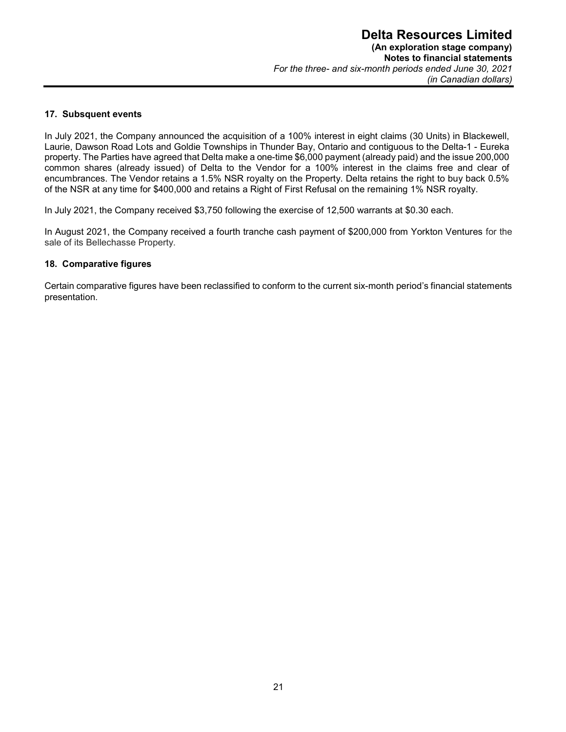## 17. Subsquent events

In July 2021, the Company announced the acquisition of a 100% interest in eight claims (30 Units) in Blackewell, Laurie, Dawson Road Lots and Goldie Townships in Thunder Bay, Ontario and contiguous to the Delta-1 - Eureka property. The Parties have agreed that Delta make a one-time $6,000 payment (already paid) and the issue 200,000 common shares (already issued) of Delta to the Vendor for a 100% interest in the claims free and clear of encumbrances. The Vendor retains a 1.5% NSR royalty on the Property. Delta retains the right to buy back 0.5% of the NSR at any time for $400,000 and retains a Right of First Refusal on the remaining 1% NSR royalty.

In July 2021, the Company received $3,750 following the exercise of 12,500 warrants at $0.30 each.

In August 2021, the Company received a fourth tranche cash payment of $200,000 from Yorkton Ventures for the sale of its Bellechasse Property.

## 18. Comparative figures

Certain comparative figures have been reclassified to conform to the current six-month period's financial statements presentation.